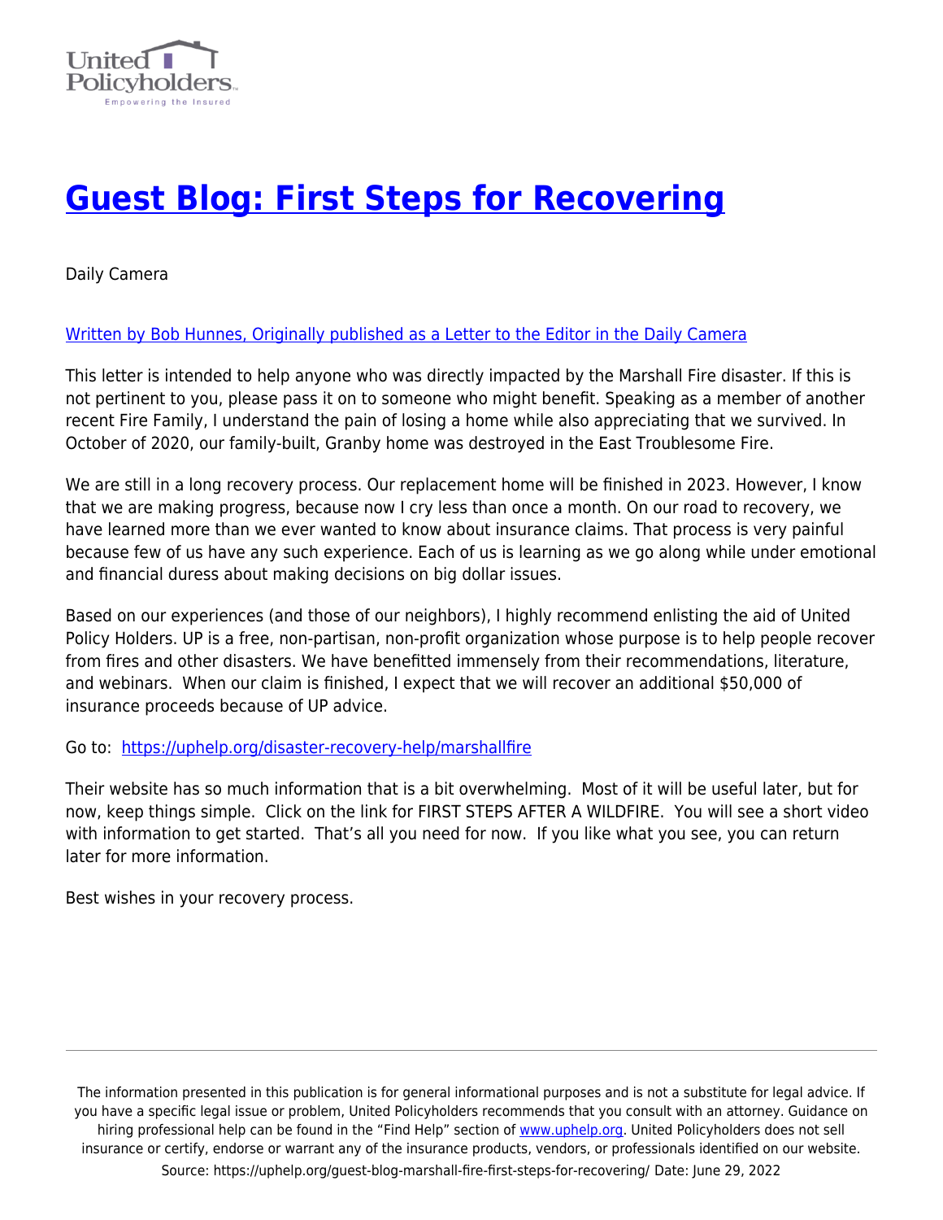# [Guest Blog: First Steps for Recovering](https://uphelp.org/guest-blog-marshall-fire-first-steps-for-recovering/)

Daily Camera

Written by Bob Hunnes, Originally published as a Letter to the Editor in the Daily Camera

This letter is intended to help anyone who was directly impacted by the Marshall Fire disaster. If this is not pertinent to you, please pass it on to someone who might benefit. Speaking as a member of another recent Fire Family, I understand the pain of losing a home while also appreciating that we survived. In October of 2020, our family-built, Granby home was destroyed in the East Troublesome Fire.

We are still in a long recovery process. Our replacement home will be finished in 2023. However, I know that we are making progress, because now I cry less than once a month. On our road to recovery, we have learned more than we ever wanted to know about insurance claims. That process is very painful because few of us have any such experience. Each of us is learning as we go along while under emotional and financial duress about making decisions on big dollar issues.

Based on our experiences (and those of our neighbors), I highly recommend enlisting the aid of United Policy Holders. UP is a free, non-partisan, non-profit organization whose purpose is to help people recover from fires and other disasters. We have benefitted immensely from their recommendations, literature, and webinars. When our claim is finished, I expect that we will recover an additional $50,000 of insurance proceeds because of UP advice.

Go to: [https://uphelp.org/disaster-recovery-help/marshallfire](https://uphelp.org/disaster-recovery-help/marshallfire)

Their website has so much information that is a bit overwhelming. Most of it will be useful later, but for now, keep things simple. Click on the link for FIRST STEPS AFTER A WILDFIRE. You will see a short video with information to get started. That's all you need for now. If you like what you see, you can return later for more information.

Best wishes in your recovery process.

---

The information presented in this publication is for general informational purposes and is not a substitute for legal advice. If you have a specific legal issue or problem, United Policyholders recommends that you consult with an attorney. Guidance on hiring professional help can be found in the "Find Help" section of [www.uphelp.org](http://www.uphelp.org). United Policyholders does not sell insurance or certify, endorse or warrant any of the insurance products, vendors, or professionals identified on our website.

Source: https://uphelp.org/guest-blog-marshall-fire-first-steps-for-recovering/ Date: June 29, 2022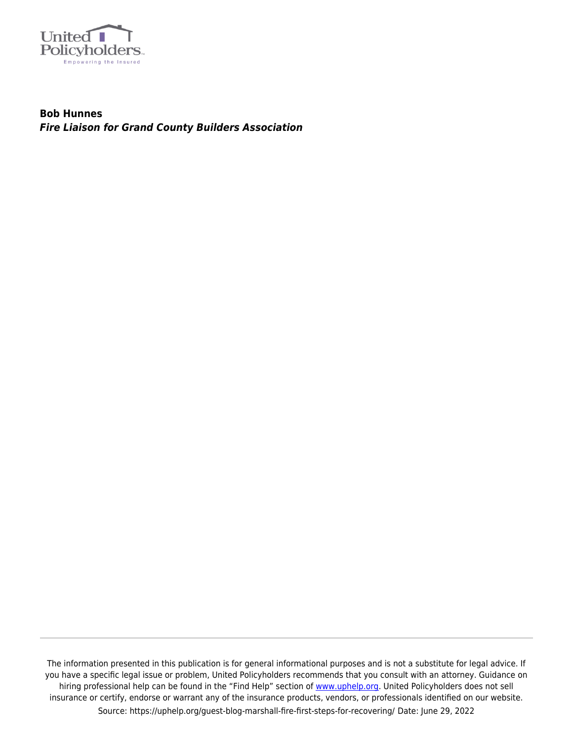**Bob Hunnes**
***Fire Liaison for Grand County Builders Association***

The information presented in this publication is for general informational purposes and is not a substitute for legal advice. If you have a specific legal issue or problem, United Policyholders recommends that you consult with an attorney. Guidance on hiring professional help can be found in the "Find Help" section of www.uphelp.org. United Policyholders does not sell insurance or certify, endorse or warrant any of the insurance products, vendors, or professionals identified on our website.
Source: https://uphelp.org/guest-blog-marshall-fire-first-steps-for-recovering/ Date: June 29, 2022